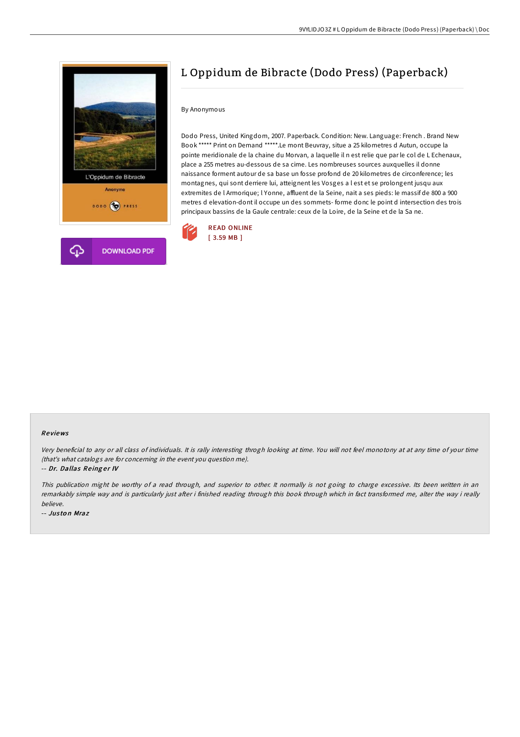# L Oppidum de Bibracte (Dodo Press) (Paperback)

By Anonymous

Dodo Press, United Kingdom, 2007. Paperback. Condition: New. Language: French . Brand New Book ***** Print on Demand *****.Le mont Beuvray, situe a 25 kilometres d Autun, occupe la pointe meridionale de la chaine du Morvan, a laquelle il n est relie que par le col de L Echenaux, place a 255 metres au-dessous de sa cime. Les nombreuses sources auxquelles il donne naissance forment autour de sa base un fosse profond de 20 kilometres de circonference; les montagnes, qui sont derriere lui, atteignent les Vosges a l est et se prolongent jusqu aux extremites de l Armorique; l Yonne, affluent de la Seine, nait a ses pieds: le massif de 800 a 900 metres d elevation-dont il occupe un des sommets- forme donc le point d intersection des trois principaux bassins de la Gaule centrale: ceux de la Loire, de la Seine et de la Sa ne.

READ ONLINE
[ 3.59 MB ]

DOWNLOAD PDF

## Reviews

*Very beneficial to any or all class of individuals. It is rally interesting throgh looking at time. You will not feel monotony at at any time of your time (that's what catalogs are for concerning in the event you question me).*

-- *Dr. Dallas Reinger IV*

*This publication might be worthy of a read through, and superior to other. It normally is not going to charge excessive. Its been written in an remarkably simple way and is particularly just after i finished reading through this book through which in fact transformed me, alter the way i really believe.*

-- *Juston Mraz*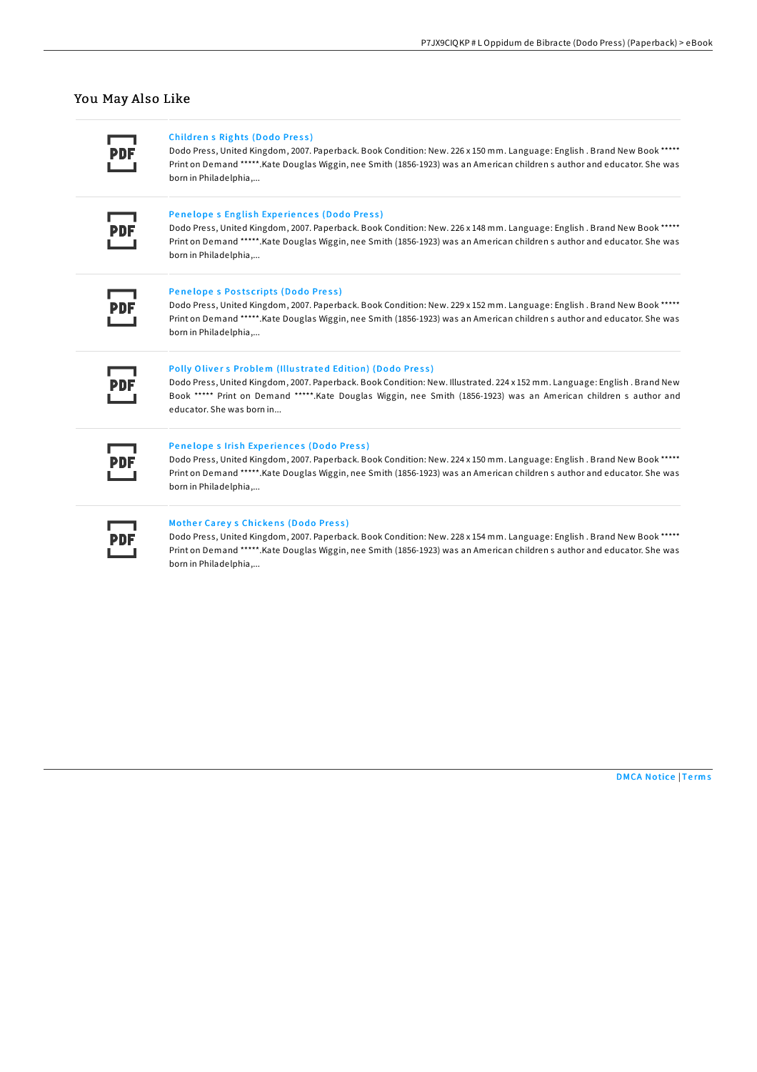## You May Also Like

### Children s Rights (Dodo Press)

Dodo Press, United Kingdom, 2007. Paperback. Book Condition: New. 226 x 150 mm. Language: English . Brand New Book ***** Print on Demand *****.Kate Douglas Wiggin, nee Smith (1856-1923) was an American children s author and educator. She was born in Philadelphia,...

### Penelope s English Experiences (Dodo Press)

Dodo Press, United Kingdom, 2007. Paperback. Book Condition: New. 226 x 148 mm. Language: English . Brand New Book ***** Print on Demand *****.Kate Douglas Wiggin, nee Smith (1856-1923) was an American children s author and educator. She was born in Philadelphia,...

### Penelope s Postscripts (Dodo Press)

Dodo Press, United Kingdom, 2007. Paperback. Book Condition: New. 229 x 152 mm. Language: English . Brand New Book ***** Print on Demand *****.Kate Douglas Wiggin, nee Smith (1856-1923) was an American children s author and educator. She was born in Philadelphia,...

### Polly Oliver s Problem (Illustrated Edition) (Dodo Press)

Dodo Press, United Kingdom, 2007. Paperback. Book Condition: New. Illustrated. 224 x 152 mm. Language: English . Brand New Book ***** Print on Demand *****.Kate Douglas Wiggin, nee Smith (1856-1923) was an American children s author and educator. She was born in...

### Penelope s Irish Experiences (Dodo Press)

Dodo Press, United Kingdom, 2007. Paperback. Book Condition: New. 224 x 150 mm. Language: English . Brand New Book ***** Print on Demand *****.Kate Douglas Wiggin, nee Smith (1856-1923) was an American children s author and educator. She was born in Philadelphia,...

### Mother Carey s Chickens (Dodo Press)

Dodo Press, United Kingdom, 2007. Paperback. Book Condition: New. 228 x 154 mm. Language: English . Brand New Book ***** Print on Demand *****.Kate Douglas Wiggin, nee Smith (1856-1923) was an American children s author and educator. She was born in Philadelphia,...

DMCA Notice | Terms